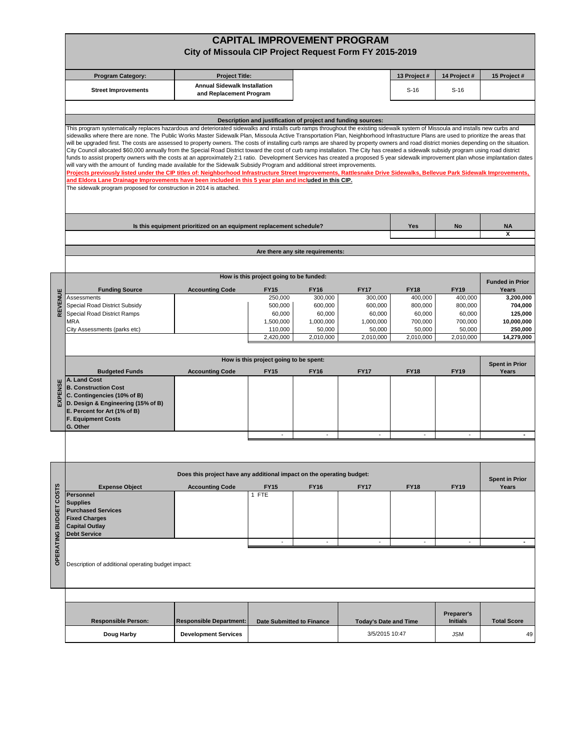# CAPITAL IMPROVEMENT PROGRAM

## City of Missoula CIP Project Request Form FY 2015-2019

| Program Category: | Project Title: | | 13 Project # | 14 Project # | 15 Project # |
|---|---|---|---|---|---|
| Street Improvements | Annual Sidewalk Installation and Replacement Program | | S-16 | S-16 | |

### Description and justification of project and funding sources:

This program systematically replaces hazardous and deteriorated sidewalks and installs curb ramps throughout the existing sidewalk system of Missoula and installs new curbs and sidewalks where there are none. The Public Works Master Sidewalk Plan, Missoula Active Transportation Plan, Neighborhood Infrastructure Plans are used to prioritize the areas that will be upgraded first. The costs are assessed to property owners. The costs of installing curb ramps are shared by property owners and road district monies depending on the situation. City Council allocated $60,000 annually from the Special Road District toward the cost of curb ramp installation. The City has created a sidewalk subsidy program using road district funds to assist property owners with the costs at an approximately 2:1 ratio. Development Services has created a proposed 5 year sidewalk improvement plan whose implantation dates will vary with the amount of funding made available for the Sidewalk Subsidy Program and additional street improvements.

**Projects previously listed under the CIP titles of: Neighborhood Infrastructure Street Improvements, Rattlesnake Drive Sidewalks, Bellevue Park Sidewalk Improvements, and Eldora Lane Drainage Improvements have been included in this 5 year plan and included in this CIP.**

The sidewalk program proposed for construction in 2014 is attached.

| Is this equipment prioritized on an equipment replacement schedule? | Yes | No | NA |
|---|---|---|---|
| | | | X |

### Are there any site requirements:

### REVENUE — How is this project going to be funded:

| Funding Source | Accounting Code | FY15 | FY16 | FY17 | FY18 | FY19 | Funded in Prior Years |
|---|---|---|---|---|---|---|---|
| Assessments | | 250,000 | 300,000 | 300,000 | 400,000 | 400,000 | **3,200,000** |
| Special Road District Subsidy | | 500,000 | 600,000 | 600,000 | 800,000 | 800,000 | **704,000** |
| Special Road District Ramps | | 60,000 | 60,000 | 60,000 | 60,000 | 60,000 | **125,000** |
| MRA | | 1,500,000 | 1,000,000 | 1,000,000 | 700,000 | 700,000 | **10,000,000** |
| City Assessments (parks etc) | | 110,000 | 50,000 | 50,000 | 50,000 | 50,000 | **250,000** |
| | | 2,420,000 | 2,010,000 | 2,010,000 | 2,010,000 | 2,010,000 | **14,279,000** |

### EXPENSE — How is this project going to be spent:

| Budgeted Funds | Accounting Code | FY15 | FY16 | FY17 | FY18 | FY19 | Spent in Prior Years |
|---|---|---|---|---|---|---|---|
| **A. Land Cost** | | | | | | | |
| **B. Construction Cost** | | | | | | | |
| **C. Contingencies (10% of B)** | | | | | | | |
| **D. Design & Engineering (15% of B)** | | | | | | | |
| **E. Percent for Art (1% of B)** | | | | | | | |
| **F. Equipment Costs** | | | | | | | |
| **G. Other** | | | | | | | |
| | | - | - | - | - | - | - |

### OPERATING BUDGET COSTS — Does this project have any additional impact on the operating budget:

| Expense Object | Accounting Code | FY15 | FY16 | FY17 | FY18 | FY19 | Spent in Prior Years |
|---|---|---|---|---|---|---|---|
| **Personnel** | | 1 FTE | | | | | |
| **Supplies** | | | | | | | |
| **Purchased Services** | | | | | | | |
| **Fixed Charges** | | | | | | | |
| **Capital Outlay** | | | | | | | |
| **Debt Service** | | | | | | | |
| | | - | - | - | - | - | - |

Description of additional operating budget impact:

| Responsible Person: | Responsible Department: | Date Submitted to Finance | Today's Date and Time | Preparer's Initials | Total Score |
|---|---|---|---|---|---|
| Doug Harby | Development Services | | 3/5/2015 10:47 | JSM | 49 |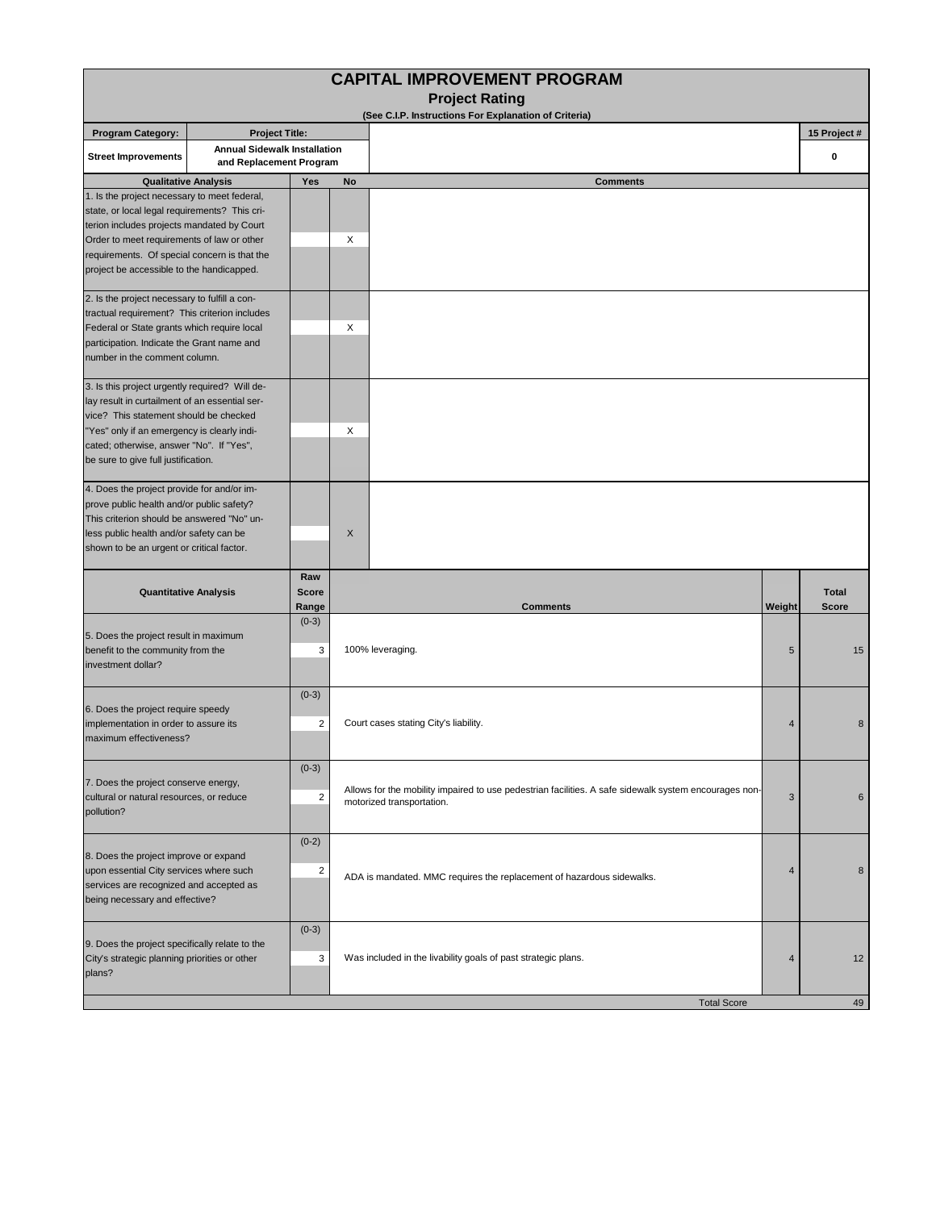# CAPITAL IMPROVEMENT PROGRAM

## Project Rating

(See C.I.P. Instructions For Explanation of Criteria)

| Program Category: | Project Title: | 15 Project # |
|---|---|---|
| Street Improvements | Annual Sidewalk Installation and Replacement Program | 0 |

| Qualitative Analysis | Yes | No | Comments |
|---|---|---|---|
| 1. Is the project necessary to meet federal, state, or local legal requirements? This criterion includes projects mandated by Court Order to meet requirements of law or other requirements. Of special concern is that the project be accessible to the handicapped. | | X | |
| 2. Is the project necessary to fulfill a contractual requirement? This criterion includes Federal or State grants which require local participation. Indicate the Grant name and number in the comment column. | | X | |
| 3. Is this project urgently required? Will delay result in curtailment of an essential service? This statement should be checked "Yes" only if an emergency is clearly indicated; otherwise, answer "No". If "Yes", be sure to give full justification. | | X | |
| 4. Does the project provide for and/or improve public health and/or public safety? This criterion should be answered "No" unless public health and/or safety can be shown to be an urgent or critical factor. | | X | |

| Quantitative Analysis | Raw Score Range | Raw Score | Comments | Weight | Total Score |
|---|---|---|---|---|---|
| 5. Does the project result in maximum benefit to the community from the investment dollar? | (0-3) | 3 | 100% leveraging. | 5 | 15 |
| 6. Does the project require speedy implementation in order to assure its maximum effectiveness? | (0-3) | 2 | Court cases stating City's liability. | 4 | 8 |
| 7. Does the project conserve energy, cultural or natural resources, or reduce pollution? | (0-3) | 2 | Allows for the mobility impaired to use pedestrian facilities. A safe sidewalk system encourages non-motorized transportation. | 3 | 6 |
| 8. Does the project improve or expand upon essential City services where such services are recognized and accepted as being necessary and effective? | (0-2) | 2 | ADA is mandated. MMC requires the replacement of hazardous sidewalks. | 4 | 8 |
| 9. Does the project specifically relate to the City's strategic planning priorities or other plans? | (0-3) | 3 | Was included in the livability goals of past strategic plans. | 4 | 12 |
| | | | Total Score | | 49 |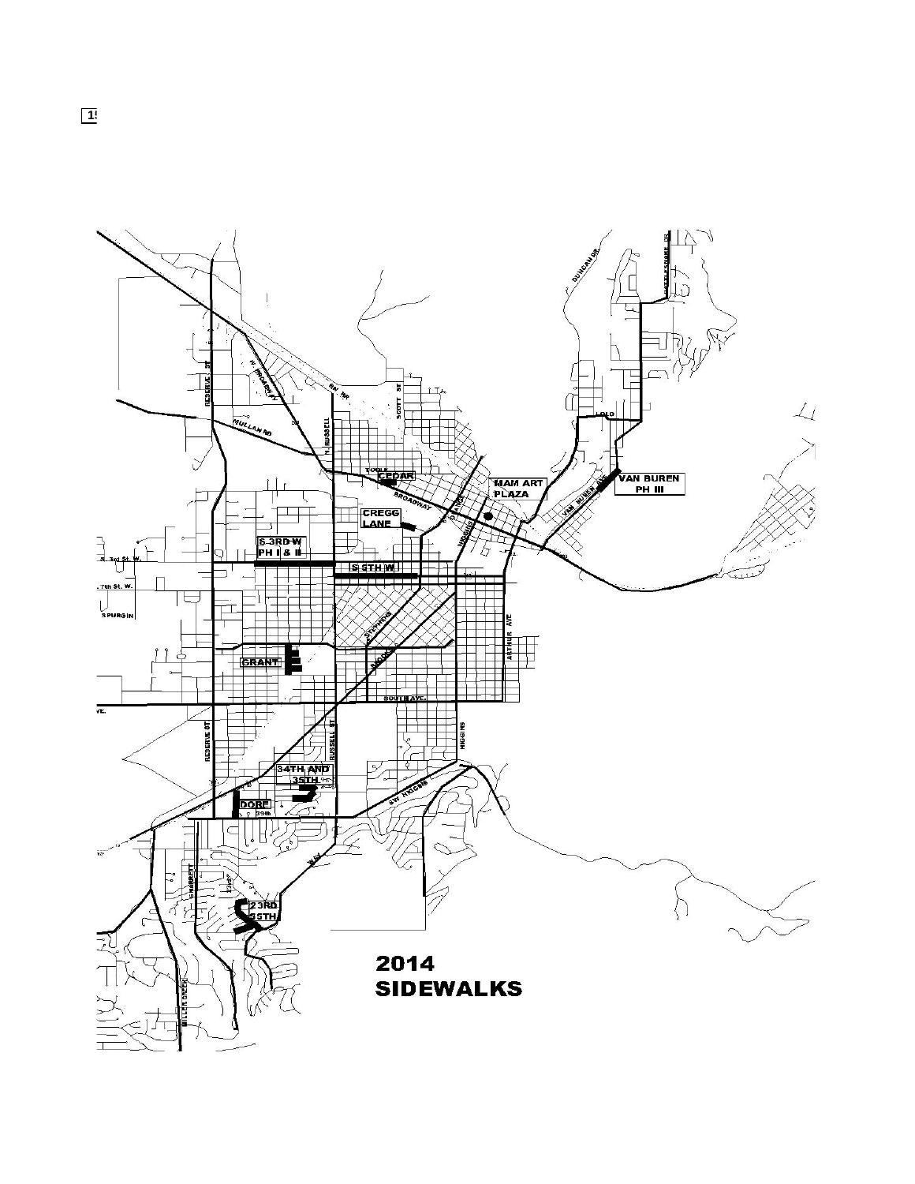2014 SIDEWALKS

CEDAR

MAM ART PLAZA

VAN BUREN PH III

CREGG LANE

S 3RD W PH I & II

S 5TH W

GRANT

34TH AND 35TH

DORE

23RD 55TH